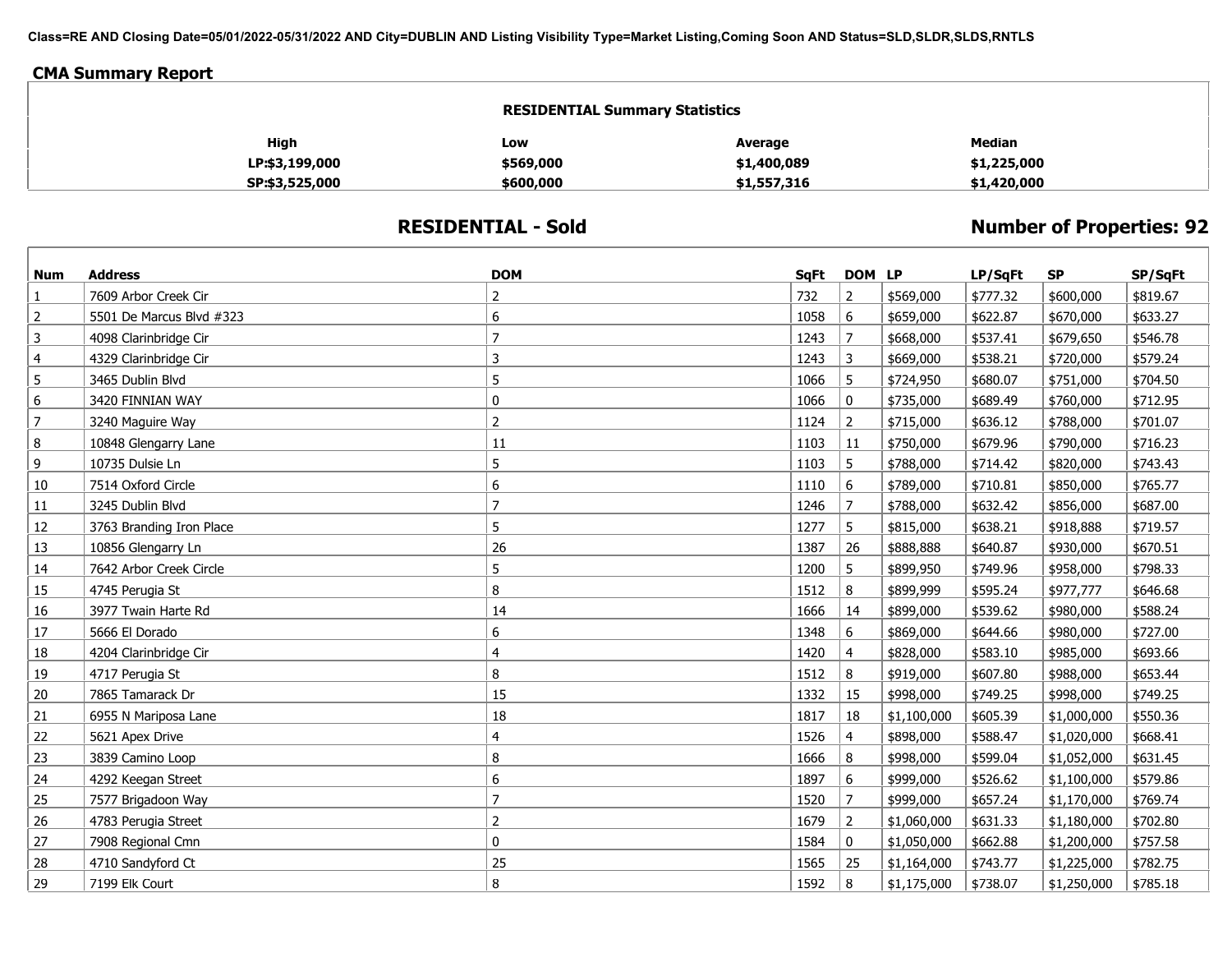**Class=RE AND Closing Date=05/01/2022-05/31/2022 AND City=DUBLIN AND Listing Visibility Type=Market Listing,Coming Soon AND Status=SLD,SLDR,SLDS,RNTLS**

## CMA Summary Report

**RESIDENTIAL Summary Statistics**

| High | Low | Average | Median |
|---|---|---|---|
| LP:$3,199,000 | $569,000 | $1,400,089 | $1,225,000 |
| SP:$3,525,000 | $600,000 | $1,557,316 | $1,420,000 |

## RESIDENTIAL - Sold

**Number of Properties: 92**

| Num | Address | DOM | SqFt | DOM | LP | LP/SqFt | SP | SP/SqFt |
|---|---|---|---|---|---|---|---|---|
| 1 | 7609 Arbor Creek Cir | 2 | 732 | 2 | $569,000 | $777.32 | $600,000 | $819.67 |
| 2 | 5501 De Marcus Blvd #323 | 6 | 1058 | 6 | $659,000 | $622.87 | $670,000 | $633.27 |
| 3 | 4098 Clarinbridge Cir | 7 | 1243 | 7 | $668,000 | $537.41 | $679,650 | $546.78 |
| 4 | 4329 Clarinbridge Cir | 3 | 1243 | 3 | $669,000 | $538.21 | $720,000 | $579.24 |
| 5 | 3465 Dublin Blvd | 5 | 1066 | 5 | $724,950 | $680.07 | $751,000 | $704.50 |
| 6 | 3420 FINNIAN WAY | 0 | 1066 | 0 | $735,000 | $689.49 | $760,000 | $712.95 |
| 7 | 3240 Maguire Way | 2 | 1124 | 2 | $715,000 | $636.12 | $788,000 | $701.07 |
| 8 | 10848 Glengarry Lane | 11 | 1103 | 11 | $750,000 | $679.96 | $790,000 | $716.23 |
| 9 | 10735 Dulsie Ln | 5 | 1103 | 5 | $788,000 | $714.42 | $820,000 | $743.43 |
| 10 | 7514 Oxford Circle | 6 | 1110 | 6 | $789,000 | $710.81 | $850,000 | $765.77 |
| 11 | 3245 Dublin Blvd | 7 | 1246 | 7 | $788,000 | $632.42 | $856,000 | $687.00 |
| 12 | 3763 Branding Iron Place | 5 | 1277 | 5 | $815,000 | $638.21 | $918,888 | $719.57 |
| 13 | 10856 Glengarry Ln | 26 | 1387 | 26 | $888,888 | $640.87 | $930,000 | $670.51 |
| 14 | 7642 Arbor Creek Circle | 5 | 1200 | 5 | $899,950 | $749.96 | $958,000 | $798.33 |
| 15 | 4745 Perugia St | 8 | 1512 | 8 | $899,999 | $595.24 | $977,777 | $646.68 |
| 16 | 3977 Twain Harte Rd | 14 | 1666 | 14 | $899,000 | $539.62 | $980,000 | $588.24 |
| 17 | 5666 El Dorado | 6 | 1348 | 6 | $869,000 | $644.66 | $980,000 | $727.00 |
| 18 | 4204 Clarinbridge Cir | 4 | 1420 | 4 | $828,000 | $583.10 | $985,000 | $693.66 |
| 19 | 4717 Perugia St | 8 | 1512 | 8 | $919,000 | $607.80 | $988,000 | $653.44 |
| 20 | 7865 Tamarack Dr | 15 | 1332 | 15 | $998,000 | $749.25 | $998,000 | $749.25 |
| 21 | 6955 N Mariposa Lane | 18 | 1817 | 18 | $1,100,000 | $605.39 | $1,000,000 | $550.36 |
| 22 | 5621 Apex Drive | 4 | 1526 | 4 | $898,000 | $588.47 | $1,020,000 | $668.41 |
| 23 | 3839 Camino Loop | 8 | 1666 | 8 | $998,000 | $599.04 | $1,052,000 | $631.45 |
| 24 | 4292 Keegan Street | 6 | 1897 | 6 | $999,000 | $526.62 | $1,100,000 | $579.86 |
| 25 | 7577 Brigadoon Way | 7 | 1520 | 7 | $999,000 | $657.24 | $1,170,000 | $769.74 |
| 26 | 4783 Perugia Street | 2 | 1679 | 2 | $1,060,000 | $631.33 | $1,180,000 | $702.80 |
| 27 | 7908 Regional Cmn | 0 | 1584 | 0 | $1,050,000 | $662.88 | $1,200,000 | $757.58 |
| 28 | 4710 Sandyford Ct | 25 | 1565 | 25 | $1,164,000 | $743.77 | $1,225,000 | $782.75 |
| 29 | 7199 Elk Court | 8 | 1592 | 8 | $1,175,000 | $738.07 | $1,250,000 | $785.18 |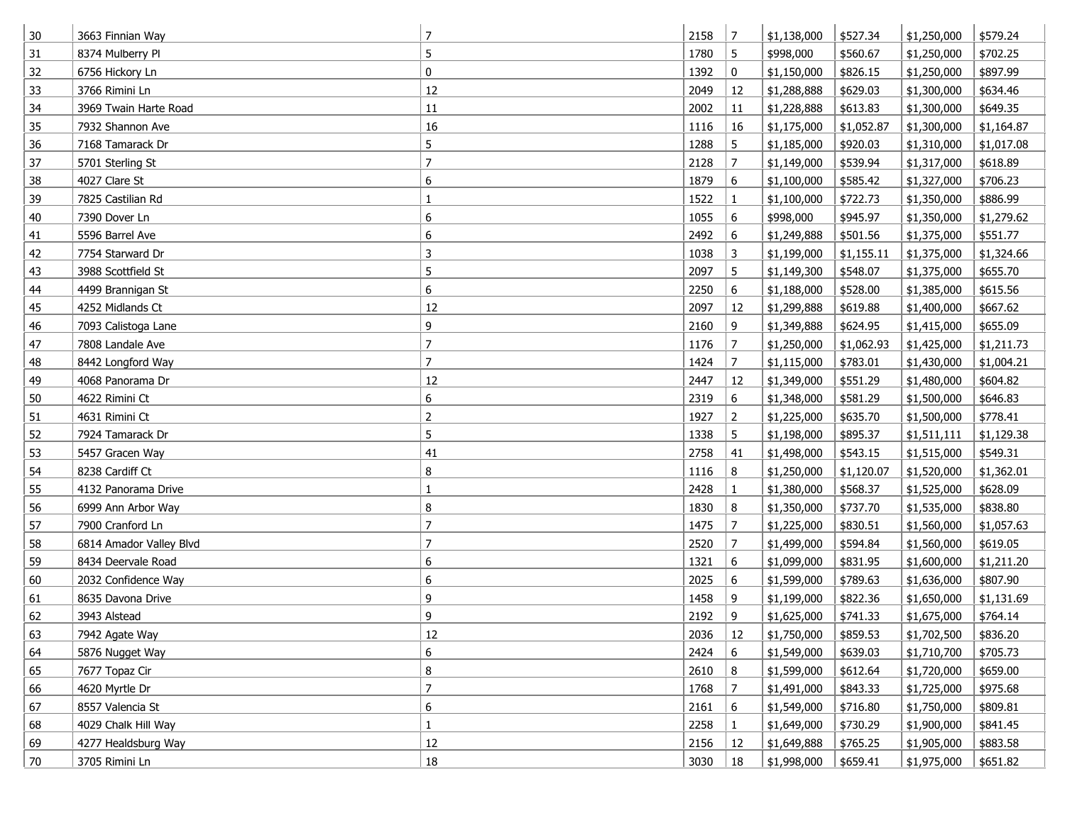| | | | | | | | | |
|---|---|---|---|---|---|---|---|---|
| 30 | 3663 Finnian Way | 7 | 2158 | 7 | $1,138,000 | $527.34 | $1,250,000 | $579.24 |
| 31 | 8374 Mulberry Pl | 5 | 1780 | 5 | $998,000 | $560.67 | $1,250,000 | $702.25 |
| 32 | 6756 Hickory Ln | 0 | 1392 | 0 | $1,150,000 | $826.15 | $1,250,000 | $897.99 |
| 33 | 3766 Rimini Ln | 12 | 2049 | 12 | $1,288,888 | $629.03 | $1,300,000 | $634.46 |
| 34 | 3969 Twain Harte Road | 11 | 2002 | 11 | $1,228,888 | $613.83 | $1,300,000 | $649.35 |
| 35 | 7932 Shannon Ave | 16 | 1116 | 16 | $1,175,000 | $1,052.87 | $1,300,000 | $1,164.87 |
| 36 | 7168 Tamarack Dr | 5 | 1288 | 5 | $1,185,000 | $920.03 | $1,310,000 | $1,017.08 |
| 37 | 5701 Sterling St | 7 | 2128 | 7 | $1,149,000 | $539.94 | $1,317,000 | $618.89 |
| 38 | 4027 Clare St | 6 | 1879 | 6 | $1,100,000 | $585.42 | $1,327,000 | $706.23 |
| 39 | 7825 Castilian Rd | 1 | 1522 | 1 | $1,100,000 | $722.73 | $1,350,000 | $886.99 |
| 40 | 7390 Dover Ln | 6 | 1055 | 6 | $998,000 | $945.97 | $1,350,000 | $1,279.62 |
| 41 | 5596 Barrel Ave | 6 | 2492 | 6 | $1,249,888 | $501.56 | $1,375,000 | $551.77 |
| 42 | 7754 Starward Dr | 3 | 1038 | 3 | $1,199,000 | $1,155.11 | $1,375,000 | $1,324.66 |
| 43 | 3988 Scottfield St | 5 | 2097 | 5 | $1,149,300 | $548.07 | $1,375,000 | $655.70 |
| 44 | 4499 Brannigan St | 6 | 2250 | 6 | $1,188,000 | $528.00 | $1,385,000 | $615.56 |
| 45 | 4252 Midlands Ct | 12 | 2097 | 12 | $1,299,888 | $619.88 | $1,400,000 | $667.62 |
| 46 | 7093 Calistoga Lane | 9 | 2160 | 9 | $1,349,888 | $624.95 | $1,415,000 | $655.09 |
| 47 | 7808 Landale Ave | 7 | 1176 | 7 | $1,250,000 | $1,062.93 | $1,425,000 | $1,211.73 |
| 48 | 8442 Longford Way | 7 | 1424 | 7 | $1,115,000 | $783.01 | $1,430,000 | $1,004.21 |
| 49 | 4068 Panorama Dr | 12 | 2447 | 12 | $1,349,000 | $551.29 | $1,480,000 | $604.82 |
| 50 | 4622 Rimini Ct | 6 | 2319 | 6 | $1,348,000 | $581.29 | $1,500,000 | $646.83 |
| 51 | 4631 Rimini Ct | 2 | 1927 | 2 | $1,225,000 | $635.70 | $1,500,000 | $778.41 |
| 52 | 7924 Tamarack Dr | 5 | 1338 | 5 | $1,198,000 | $895.37 | $1,511,111 | $1,129.38 |
| 53 | 5457 Gracen Way | 41 | 2758 | 41 | $1,498,000 | $543.15 | $1,515,000 | $549.31 |
| 54 | 8238 Cardiff Ct | 8 | 1116 | 8 | $1,250,000 | $1,120.07 | $1,520,000 | $1,362.01 |
| 55 | 4132 Panorama Drive | 1 | 2428 | 1 | $1,380,000 | $568.37 | $1,525,000 | $628.09 |
| 56 | 6999 Ann Arbor Way | 8 | 1830 | 8 | $1,350,000 | $737.70 | $1,535,000 | $838.80 |
| 57 | 7900 Cranford Ln | 7 | 1475 | 7 | $1,225,000 | $830.51 | $1,560,000 | $1,057.63 |
| 58 | 6814 Amador Valley Blvd | 7 | 2520 | 7 | $1,499,000 | $594.84 | $1,560,000 | $619.05 |
| 59 | 8434 Deervale Road | 6 | 1321 | 6 | $1,099,000 | $831.95 | $1,600,000 | $1,211.20 |
| 60 | 2032 Confidence Way | 6 | 2025 | 6 | $1,599,000 | $789.63 | $1,636,000 | $807.90 |
| 61 | 8635 Davona Drive | 9 | 1458 | 9 | $1,199,000 | $822.36 | $1,650,000 | $1,131.69 |
| 62 | 3943 Alstead | 9 | 2192 | 9 | $1,625,000 | $741.33 | $1,675,000 | $764.14 |
| 63 | 7942 Agate Way | 12 | 2036 | 12 | $1,750,000 | $859.53 | $1,702,500 | $836.20 |
| 64 | 5876 Nugget Way | 6 | 2424 | 6 | $1,549,000 | $639.03 | $1,710,700 | $705.73 |
| 65 | 7677 Topaz Cir | 8 | 2610 | 8 | $1,599,000 | $612.64 | $1,720,000 | $659.00 |
| 66 | 4620 Myrtle Dr | 7 | 1768 | 7 | $1,491,000 | $843.33 | $1,725,000 | $975.68 |
| 67 | 8557 Valencia St | 6 | 2161 | 6 | $1,549,000 | $716.80 | $1,750,000 | $809.81 |
| 68 | 4029 Chalk Hill Way | 1 | 2258 | 1 | $1,649,000 | $730.29 | $1,900,000 | $841.45 |
| 69 | 4277 Healdsburg Way | 12 | 2156 | 12 | $1,649,888 | $765.25 | $1,905,000 | $883.58 |
| 70 | 3705 Rimini Ln | 18 | 3030 | 18 | $1,998,000 | $659.41 | $1,975,000 | $651.82 |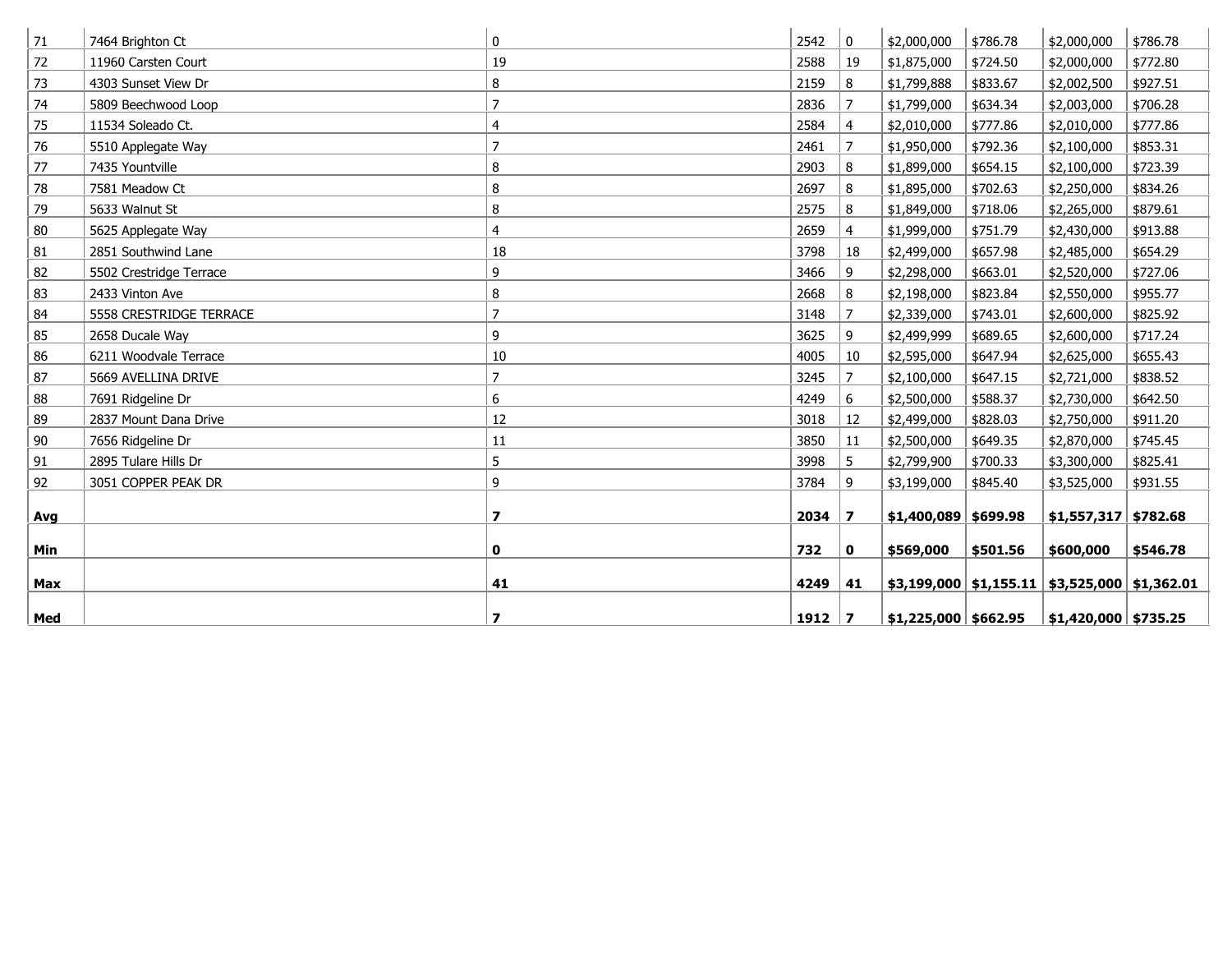| | | | | | | | | |
|---|---|---|---|---|---|---|---|---|
| 71 | 7464 Brighton Ct | 0 | 2542 | 0 | $2,000,000 | $786.78 | $2,000,000 | $786.78 |
| 72 | 11960 Carsten Court | 19 | 2588 | 19 | $1,875,000 | $724.50 | $2,000,000 | $772.80 |
| 73 | 4303 Sunset View Dr | 8 | 2159 | 8 | $1,799,888 | $833.67 | $2,002,500 | $927.51 |
| 74 | 5809 Beechwood Loop | 7 | 2836 | 7 | $1,799,000 | $634.34 | $2,003,000 | $706.28 |
| 75 | 11534 Soleado Ct. | 4 | 2584 | 4 | $2,010,000 | $777.86 | $2,010,000 | $777.86 |
| 76 | 5510 Applegate Way | 7 | 2461 | 7 | $1,950,000 | $792.36 | $2,100,000 | $853.31 |
| 77 | 7435 Yountville | 8 | 2903 | 8 | $1,899,000 | $654.15 | $2,100,000 | $723.39 |
| 78 | 7581 Meadow Ct | 8 | 2697 | 8 | $1,895,000 | $702.63 | $2,250,000 | $834.26 |
| 79 | 5633 Walnut St | 8 | 2575 | 8 | $1,849,000 | $718.06 | $2,265,000 | $879.61 |
| 80 | 5625 Applegate Way | 4 | 2659 | 4 | $1,999,000 | $751.79 | $2,430,000 | $913.88 |
| 81 | 2851 Southwind Lane | 18 | 3798 | 18 | $2,499,000 | $657.98 | $2,485,000 | $654.29 |
| 82 | 5502 Crestridge Terrace | 9 | 3466 | 9 | $2,298,000 | $663.01 | $2,520,000 | $727.06 |
| 83 | 2433 Vinton Ave | 8 | 2668 | 8 | $2,198,000 | $823.84 | $2,550,000 | $955.77 |
| 84 | 5558 CRESTRIDGE TERRACE | 7 | 3148 | 7 | $2,339,000 | $743.01 | $2,600,000 | $825.92 |
| 85 | 2658 Ducale Way | 9 | 3625 | 9 | $2,499,999 | $689.65 | $2,600,000 | $717.24 |
| 86 | 6211 Woodvale Terrace | 10 | 4005 | 10 | $2,595,000 | $647.94 | $2,625,000 | $655.43 |
| 87 | 5669 AVELLINA DRIVE | 7 | 3245 | 7 | $2,100,000 | $647.15 | $2,721,000 | $838.52 |
| 88 | 7691 Ridgeline Dr | 6 | 4249 | 6 | $2,500,000 | $588.37 | $2,730,000 | $642.50 |
| 89 | 2837 Mount Dana Drive | 12 | 3018 | 12 | $2,499,000 | $828.03 | $2,750,000 | $911.20 |
| 90 | 7656 Ridgeline Dr | 11 | 3850 | 11 | $2,500,000 | $649.35 | $2,870,000 | $745.45 |
| 91 | 2895 Tulare Hills Dr | 5 | 3998 | 5 | $2,799,900 | $700.33 | $3,300,000 | $825.41 |
| 92 | 3051 COPPER PEAK DR | 9 | 3784 | 9 | $3,199,000 | $845.40 | $3,525,000 | $931.55 |
| **Avg** | | **7** | **2034** | **7** | **$1,400,089** | **$699.98** | **$1,557,317** | **$782.68** |
| **Min** | | **0** | **732** | **0** | **$569,000** | **$501.56** | **$600,000** | **$546.78** |
| **Max** | | **41** | **4249** | **41** | **$3,199,000** | **$1,155.11** | **$3,525,000** | **$1,362.01** |
| **Med** | | **7** | **1912** | **7** | **$1,225,000** | **$662.95** | **$1,420,000** | **$735.25** |